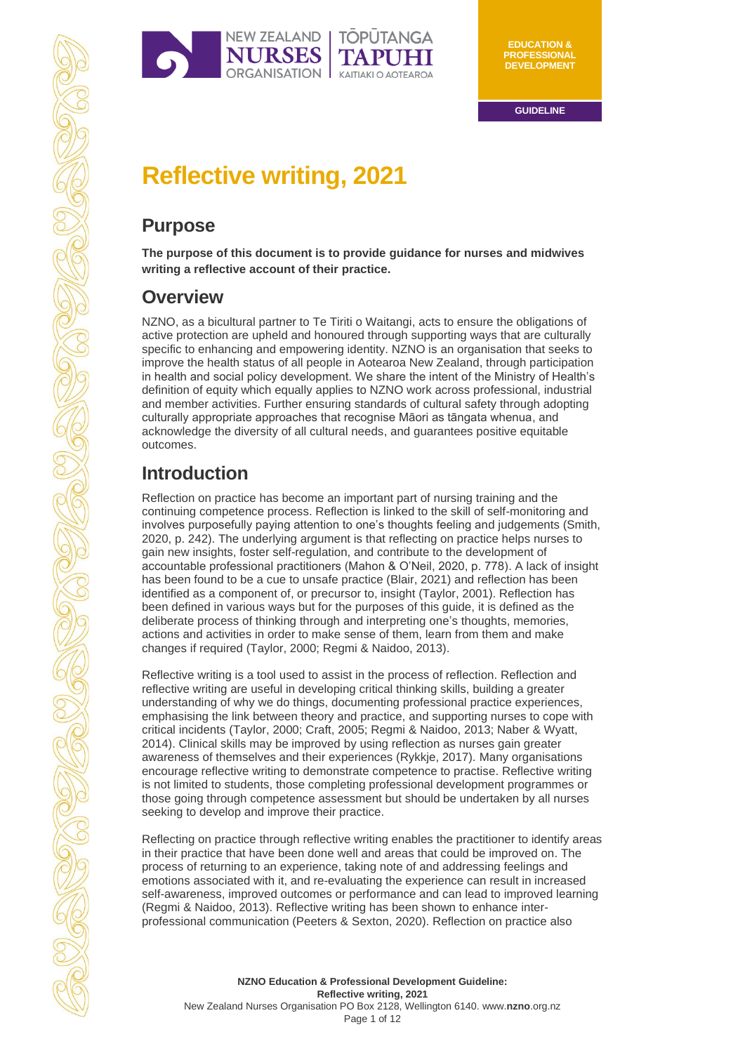EDUCATION & PROFESSIONAL DEVELOPMENT

GUIDELINE

# Reflective writing, 2021

## Purpose

**The purpose of this document is to provide guidance for nurses and midwives writing a reflective account of their practice.**

## Overview

NZNO, as a bicultural partner to Te Tiriti o Waitangi, acts to ensure the obligations of active protection are upheld and honoured through supporting ways that are culturally specific to enhancing and empowering identity. NZNO is an organisation that seeks to improve the health status of all people in Aotearoa New Zealand, through participation in health and social policy development. We share the intent of the Ministry of Health's definition of equity which equally applies to NZNO work across professional, industrial and member activities. Further ensuring standards of cultural safety through adopting culturally appropriate approaches that recognise Māori as tāngata whenua, and acknowledge the diversity of all cultural needs, and guarantees positive equitable outcomes.

## Introduction

Reflection on practice has become an important part of nursing training and the continuing competence process. Reflection is linked to the skill of self-monitoring and involves purposefully paying attention to one's thoughts feeling and judgements (Smith, 2020, p. 242). The underlying argument is that reflecting on practice helps nurses to gain new insights, foster self-regulation, and contribute to the development of accountable professional practitioners (Mahon & O'Neil, 2020, p. 778). A lack of insight has been found to be a cue to unsafe practice (Blair, 2021) and reflection has been identified as a component of, or precursor to, insight (Taylor, 2001). Reflection has been defined in various ways but for the purposes of this guide, it is defined as the deliberate process of thinking through and interpreting one's thoughts, memories, actions and activities in order to make sense of them, learn from them and make changes if required (Taylor, 2000; Regmi & Naidoo, 2013).

Reflective writing is a tool used to assist in the process of reflection. Reflection and reflective writing are useful in developing critical thinking skills, building a greater understanding of why we do things, documenting professional practice experiences, emphasising the link between theory and practice, and supporting nurses to cope with critical incidents (Taylor, 2000; Craft, 2005; Regmi & Naidoo, 2013; Naber & Wyatt, 2014). Clinical skills may be improved by using reflection as nurses gain greater awareness of themselves and their experiences (Rykkje, 2017). Many organisations encourage reflective writing to demonstrate competence to practise. Reflective writing is not limited to students, those completing professional development programmes or those going through competence assessment but should be undertaken by all nurses seeking to develop and improve their practice.

Reflecting on practice through reflective writing enables the practitioner to identify areas in their practice that have been done well and areas that could be improved on. The process of returning to an experience, taking note of and addressing feelings and emotions associated with it, and re-evaluating the experience can result in increased self-awareness, improved outcomes or performance and can lead to improved learning (Regmi & Naidoo, 2013). Reflective writing has been shown to enhance inter-professional communication (Peeters & Sexton, 2020). Reflection on practice also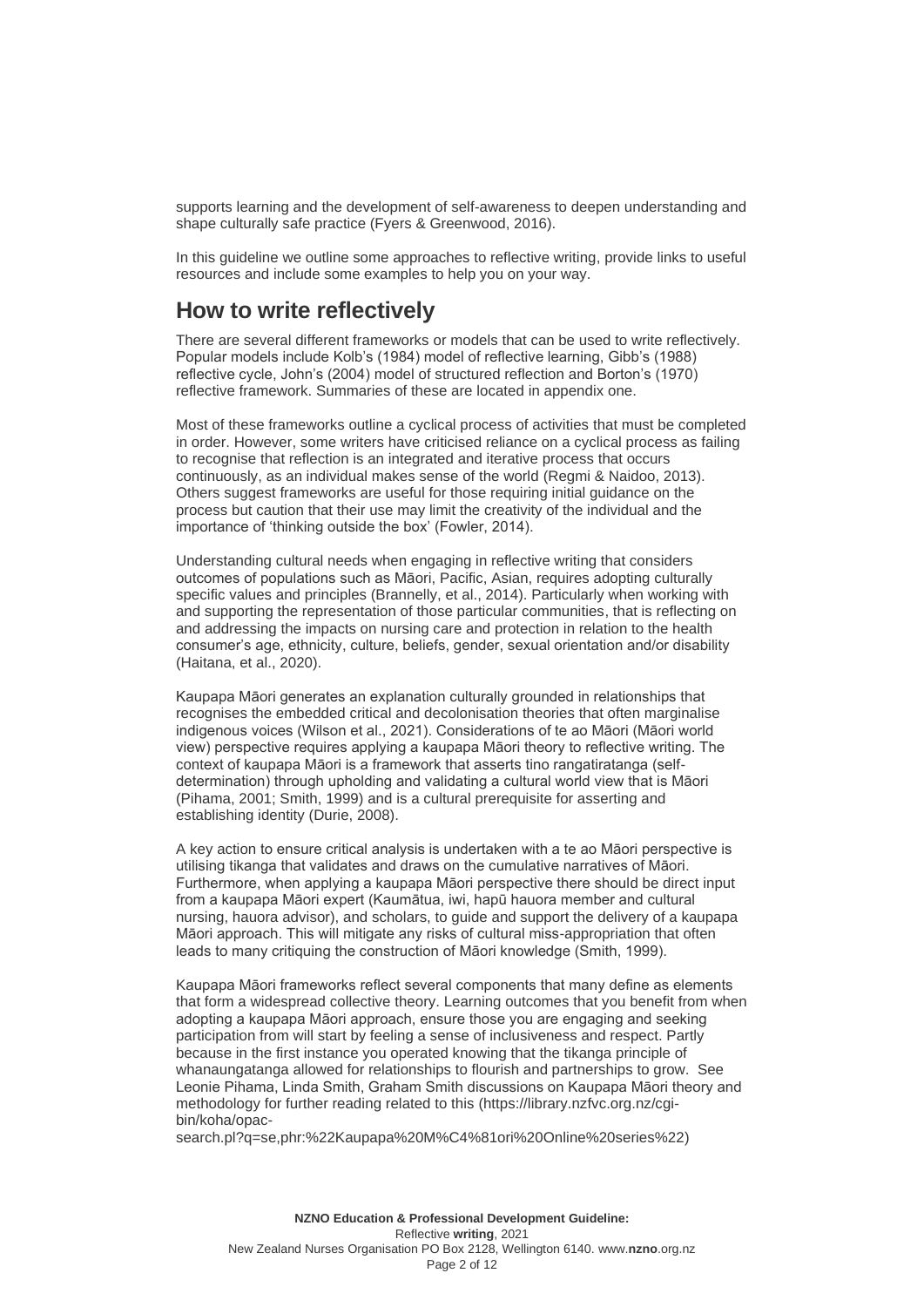supports learning and the development of self-awareness to deepen understanding and shape culturally safe practice (Fyers & Greenwood, 2016).

In this guideline we outline some approaches to reflective writing, provide links to useful resources and include some examples to help you on your way.

## How to write reflectively

There are several different frameworks or models that can be used to write reflectively. Popular models include Kolb's (1984) model of reflective learning, Gibb's (1988) reflective cycle, John's (2004) model of structured reflection and Borton's (1970) reflective framework. Summaries of these are located in appendix one.

Most of these frameworks outline a cyclical process of activities that must be completed in order. However, some writers have criticised reliance on a cyclical process as failing to recognise that reflection is an integrated and iterative process that occurs continuously, as an individual makes sense of the world (Regmi & Naidoo, 2013). Others suggest frameworks are useful for those requiring initial guidance on the process but caution that their use may limit the creativity of the individual and the importance of 'thinking outside the box' (Fowler, 2014).

Understanding cultural needs when engaging in reflective writing that considers outcomes of populations such as Māori, Pacific, Asian, requires adopting culturally specific values and principles (Brannelly, et al., 2014). Particularly when working with and supporting the representation of those particular communities, that is reflecting on and addressing the impacts on nursing care and protection in relation to the health consumer's age, ethnicity, culture, beliefs, gender, sexual orientation and/or disability (Haitana, et al., 2020).

Kaupapa Māori generates an explanation culturally grounded in relationships that recognises the embedded critical and decolonisation theories that often marginalise indigenous voices (Wilson et al., 2021). Considerations of te ao Māori (Māori world view) perspective requires applying a kaupapa Māori theory to reflective writing. The context of kaupapa Māori is a framework that asserts tino rangatiratanga (self-determination) through upholding and validating a cultural world view that is Māori (Pihama, 2001; Smith, 1999) and is a cultural prerequisite for asserting and establishing identity (Durie, 2008).

A key action to ensure critical analysis is undertaken with a te ao Māori perspective is utilising tikanga that validates and draws on the cumulative narratives of Māori. Furthermore, when applying a kaupapa Māori perspective there should be direct input from a kaupapa Māori expert (Kaumātua, iwi, hapū hauora member and cultural nursing, hauora advisor), and scholars, to guide and support the delivery of a kaupapa Māori approach. This will mitigate any risks of cultural miss-appropriation that often leads to many critiquing the construction of Māori knowledge (Smith, 1999).

Kaupapa Māori frameworks reflect several components that many define as elements that form a widespread collective theory. Learning outcomes that you benefit from when adopting a kaupapa Māori approach, ensure those you are engaging and seeking participation from will start by feeling a sense of inclusiveness and respect. Partly because in the first instance you operated knowing that the tikanga principle of whanaungatanga allowed for relationships to flourish and partnerships to grow. See Leonie Pihama, Linda Smith, Graham Smith discussions on Kaupapa Māori theory and methodology for further reading related to this (https://library.nzfvc.org.nz/cgi-bin/koha/opac-search.pl?q=se,phr:%22Kaupapa%20M%C4%81ori%20Online%20series%22)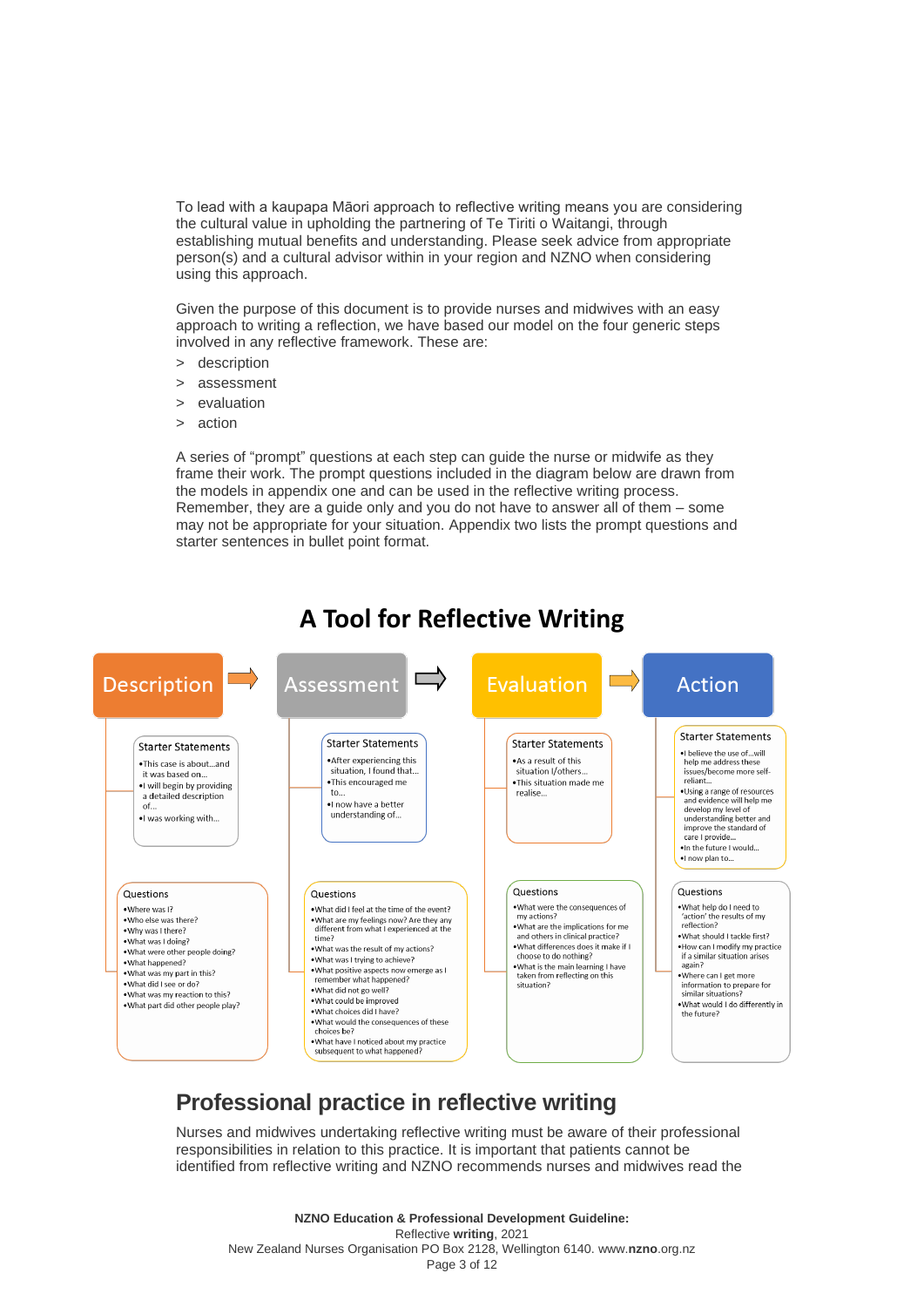To lead with a kaupapa Māori approach to reflective writing means you are considering the cultural value in upholding the partnering of Te Tiriti o Waitangi, through establishing mutual benefits and understanding. Please seek advice from appropriate person(s) and a cultural advisor within in your region and NZNO when considering using this approach.

Given the purpose of this document is to provide nurses and midwives with an easy approach to writing a reflection, we have based our model on the four generic steps involved in any reflective framework. These are:

> description
> assessment
> evaluation
> action

A series of "prompt" questions at each step can guide the nurse or midwife as they frame their work. The prompt questions included in the diagram below are drawn from the models in appendix one and can be used in the reflective writing process. Remember, they are a guide only and you do not have to answer all of them – some may not be appropriate for your situation. Appendix two lists the prompt questions and starter sentences in bullet point format.

## A Tool for Reflective Writing

**Description** → **Assessment** → **Evaluation** → **Action**

### Description

**Starter Statements**
- This case is about…and it was based on…
- I will begin by providing a detailed description of…
- I was working with…

**Questions**
- Where was I?
- Who else was there?
- Why was I there?
- What was I doing?
- What were other people doing?
- What happened?
- What was my part in this?
- What did I see or do?
- What was my reaction to this?
- What part did other people play?

### Assessment

**Starter Statements**
- After experiencing this situation, I found that…
- This encouraged me to…
- I now have a better understanding of…

**Questions**
- What did I feel at the time of the event?
- What are my feelings now? Are they any different from what I experienced at the time?
- What was the result of my actions?
- What was I trying to achieve?
- What positive aspects now emerge as I remember what happened?
- What did not go well?
- What could be improved
- What choices did I have?
- What would the consequences of these choices be?
- What have I noticed about my practice subsequent to what happened?

### Evaluation

**Starter Statements**
- As a result of this situation I/others…
- This situation made me realise…

**Questions**
- What were the consequences of my actions?
- What are the implications for me and others in clinical practice?
- What differences does it make if I choose to do nothing?
- What is the main learning I have taken from reflecting on this situation?

### Action

**Starter Statements**
- I believe the use of…will help me address these issues/become more self-reliant…
- Using a range of resources and evidence will help me develop my level of understanding better and improve the standard of care I provide…
- In the future I would…
- I now plan to…

**Questions**
- What help do I need to 'action' the results of my reflection?
- What should I tackle first?
- How can I modify my practice if a similar situation arises again?
- Where can I get more information to prepare for similar situations?
- What would I do differently in the future?

## Professional practice in reflective writing

Nurses and midwives undertaking reflective writing must be aware of their professional responsibilities in relation to this practice. It is important that patients cannot be identified from reflective writing and NZNO recommends nurses and midwives read the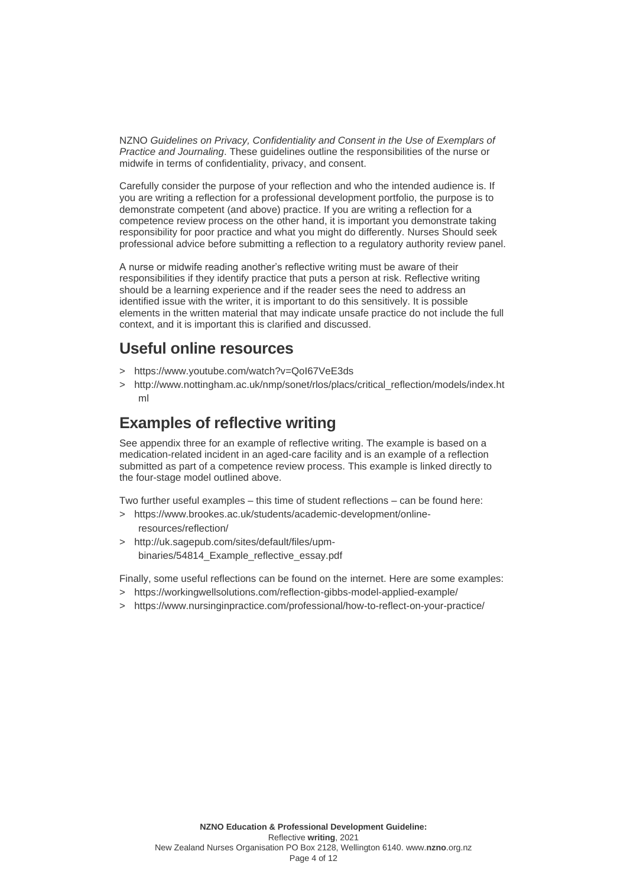NZNO *Guidelines on Privacy, Confidentiality and Consent in the Use of Exemplars of Practice and Journaling*. These guidelines outline the responsibilities of the nurse or midwife in terms of confidentiality, privacy, and consent.

Carefully consider the purpose of your reflection and who the intended audience is. If you are writing a reflection for a professional development portfolio, the purpose is to demonstrate competent (and above) practice. If you are writing a reflection for a competence review process on the other hand, it is important you demonstrate taking responsibility for poor practice and what you might do differently. Nurses Should seek professional advice before submitting a reflection to a regulatory authority review panel.

A nurse or midwife reading another's reflective writing must be aware of their responsibilities if they identify practice that puts a person at risk. Reflective writing should be a learning experience and if the reader sees the need to address an identified issue with the writer, it is important to do this sensitively. It is possible elements in the written material that may indicate unsafe practice do not include the full context, and it is important this is clarified and discussed.

## Useful online resources

> https://www.youtube.com/watch?v=QoI67VeE3ds
> http://www.nottingham.ac.uk/nmp/sonet/rlos/placs/critical_reflection/models/index.html

## Examples of reflective writing

See appendix three for an example of reflective writing. The example is based on a medication-related incident in an aged-care facility and is an example of a reflection submitted as part of a competence review process. This example is linked directly to the four-stage model outlined above.

Two further useful examples – this time of student reflections – can be found here:

> https://www.brookes.ac.uk/students/academic-development/online-resources/reflection/
> http://uk.sagepub.com/sites/default/files/upm-binaries/54814_Example_reflective_essay.pdf

Finally, some useful reflections can be found on the internet. Here are some examples:

> https://workingwellsolutions.com/reflection-gibbs-model-applied-example/
> https://www.nursinginpractice.com/professional/how-to-reflect-on-your-practice/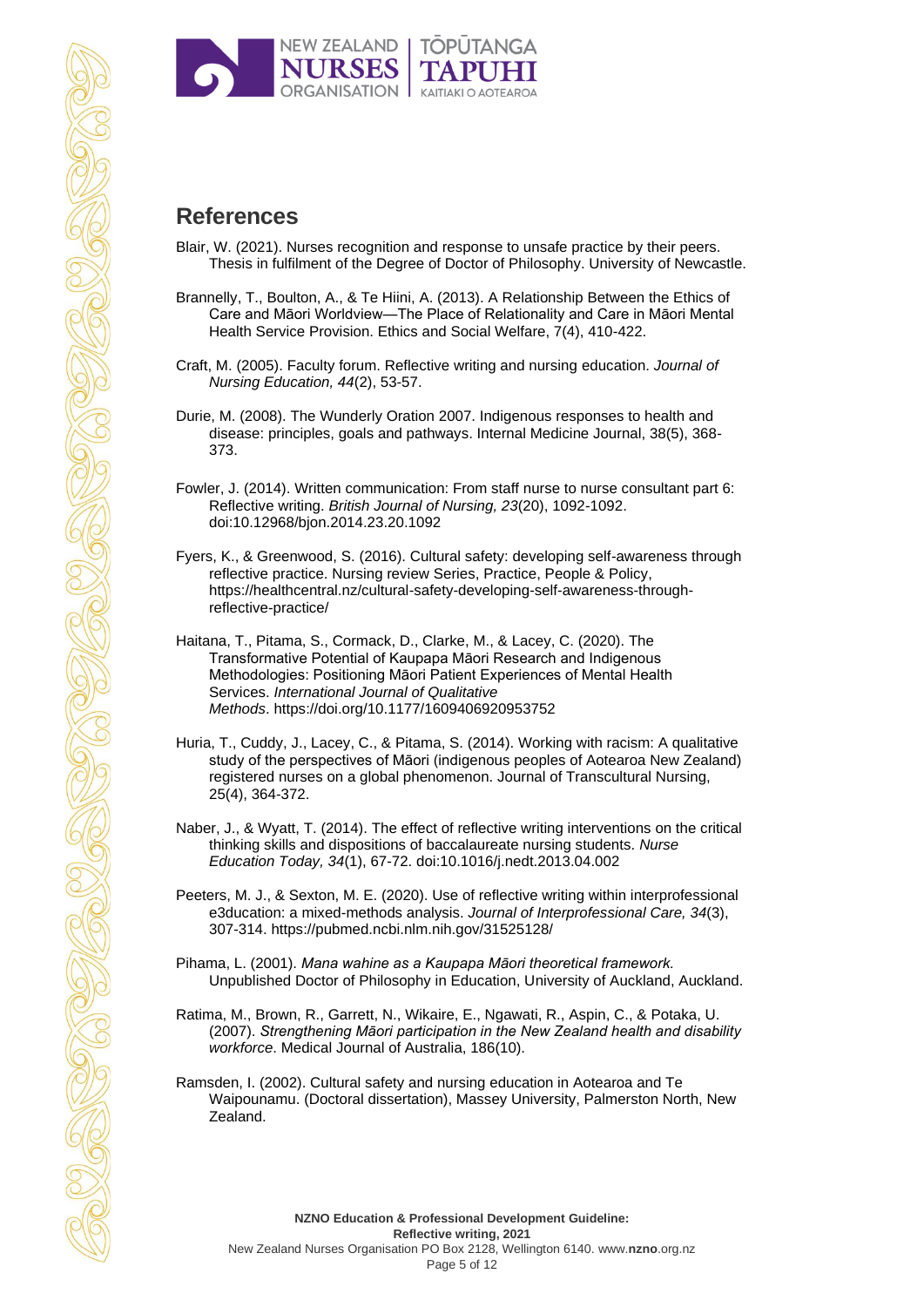## References

Blair, W. (2021). Nurses recognition and response to unsafe practice by their peers. Thesis in fulfilment of the Degree of Doctor of Philosophy. University of Newcastle.

Brannelly, T., Boulton, A., & Te Hiini, A. (2013). A Relationship Between the Ethics of Care and Māori Worldview—The Place of Relationality and Care in Māori Mental Health Service Provision. Ethics and Social Welfare, 7(4), 410-422.

Craft, M. (2005). Faculty forum. Reflective writing and nursing education. *Journal of Nursing Education, 44*(2), 53-57.

Durie, M. (2008). The Wunderly Oration 2007. Indigenous responses to health and disease: principles, goals and pathways. Internal Medicine Journal, 38(5), 368-373.

Fowler, J. (2014). Written communication: From staff nurse to nurse consultant part 6: Reflective writing. *British Journal of Nursing, 23*(20), 1092-1092. doi:10.12968/bjon.2014.23.20.1092

Fyers, K., & Greenwood, S. (2016). Cultural safety: developing self-awareness through reflective practice. Nursing review Series, Practice, People & Policy, https://healthcentral.nz/cultural-safety-developing-self-awareness-through-reflective-practice/

Haitana, T., Pitama, S., Cormack, D., Clarke, M., & Lacey, C. (2020). The Transformative Potential of Kaupapa Māori Research and Indigenous Methodologies: Positioning Māori Patient Experiences of Mental Health Services. *International Journal of Qualitative Methods*. https://doi.org/10.1177/1609406920953752

Huria, T., Cuddy, J., Lacey, C., & Pitama, S. (2014). Working with racism: A qualitative study of the perspectives of Māori (indigenous peoples of Aotearoa New Zealand) registered nurses on a global phenomenon. Journal of Transcultural Nursing, 25(4), 364-372.

Naber, J., & Wyatt, T. (2014). The effect of reflective writing interventions on the critical thinking skills and dispositions of baccalaureate nursing students. *Nurse Education Today, 34*(1), 67-72. doi:10.1016/j.nedt.2013.04.002

Peeters, M. J., & Sexton, M. E. (2020). Use of reflective writing within interprofessional e3ducation: a mixed-methods analysis. *Journal of Interprofessional Care, 34*(3), 307-314. https://pubmed.ncbi.nlm.nih.gov/31525128/

Pihama, L. (2001). *Mana wahine as a Kaupapa Māori theoretical framework.* Unpublished Doctor of Philosophy in Education, University of Auckland, Auckland.

Ratima, M., Brown, R., Garrett, N., Wikaire, E., Ngawati, R., Aspin, C., & Potaka, U. (2007). *Strengthening Māori participation in the New Zealand health and disability workforce*. Medical Journal of Australia, 186(10).

Ramsden, I. (2002). Cultural safety and nursing education in Aotearoa and Te Waipounamu. (Doctoral dissertation), Massey University, Palmerston North, New Zealand.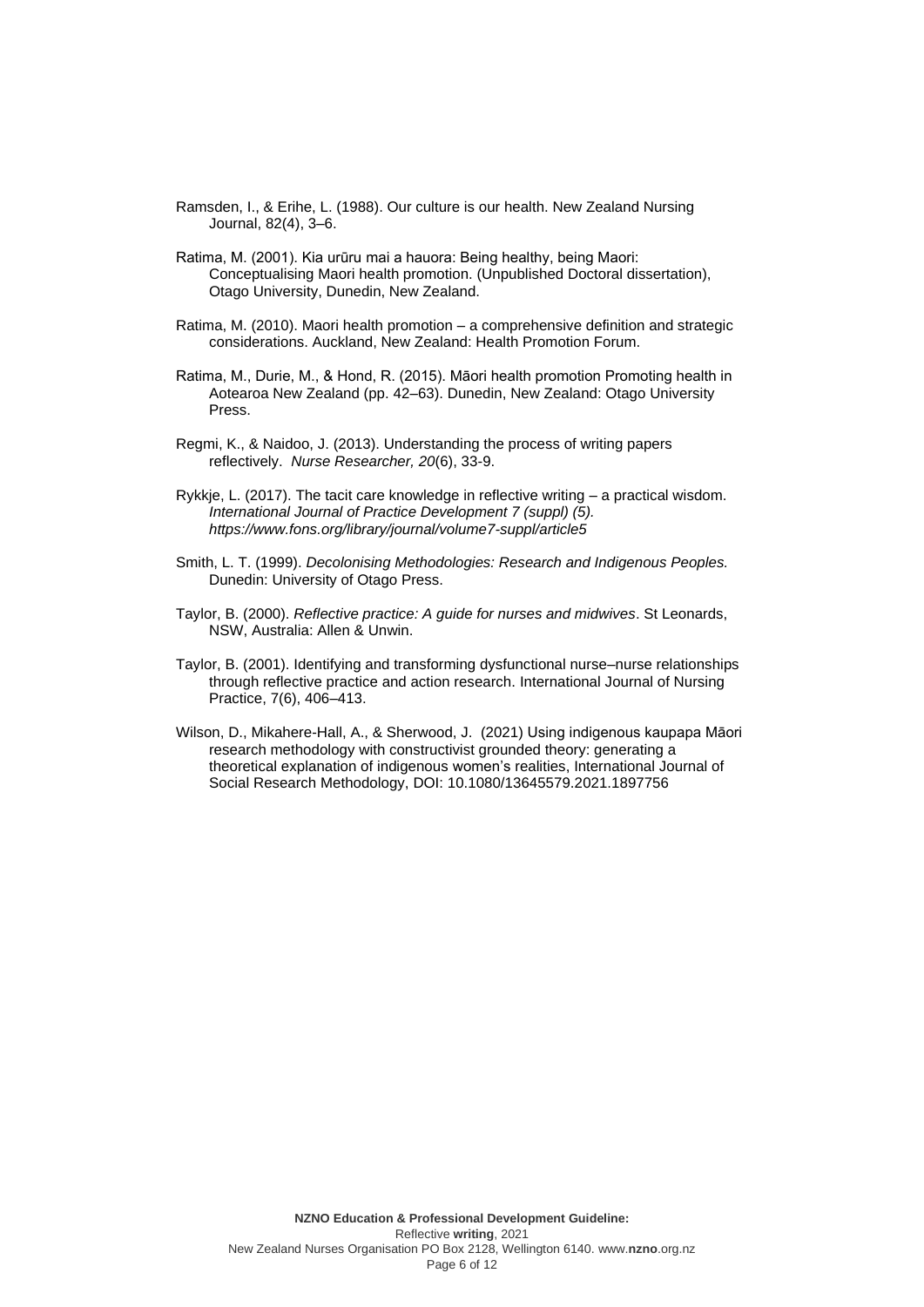Ramsden, I., & Erihe, L. (1988). Our culture is our health. New Zealand Nursing Journal, 82(4), 3–6.

Ratima, M. (2001). Kia urūru mai a hauora: Being healthy, being Maori: Conceptualising Maori health promotion. (Unpublished Doctoral dissertation), Otago University, Dunedin, New Zealand.

Ratima, M. (2010). Maori health promotion – a comprehensive definition and strategic considerations. Auckland, New Zealand: Health Promotion Forum.

Ratima, M., Durie, M., & Hond, R. (2015). Māori health promotion Promoting health in Aotearoa New Zealand (pp. 42–63). Dunedin, New Zealand: Otago University Press.

Regmi, K., & Naidoo, J. (2013). Understanding the process of writing papers reflectively. *Nurse Researcher, 20*(6), 33-9.

Rykkje, L. (2017). The tacit care knowledge in reflective writing – a practical wisdom. *International Journal of Practice Development 7 (suppl) (5). https://www.fons.org/library/journal/volume7-suppl/article5*

Smith, L. T. (1999). *Decolonising Methodologies: Research and Indigenous Peoples.* Dunedin: University of Otago Press.

Taylor, B. (2000). *Reflective practice: A guide for nurses and midwives*. St Leonards, NSW, Australia: Allen & Unwin.

Taylor, B. (2001). Identifying and transforming dysfunctional nurse–nurse relationships through reflective practice and action research. International Journal of Nursing Practice, 7(6), 406–413.

Wilson, D., Mikahere-Hall, A., & Sherwood, J. (2021) Using indigenous kaupapa Māori research methodology with constructivist grounded theory: generating a theoretical explanation of indigenous women's realities, International Journal of Social Research Methodology, DOI: 10.1080/13645579.2021.1897756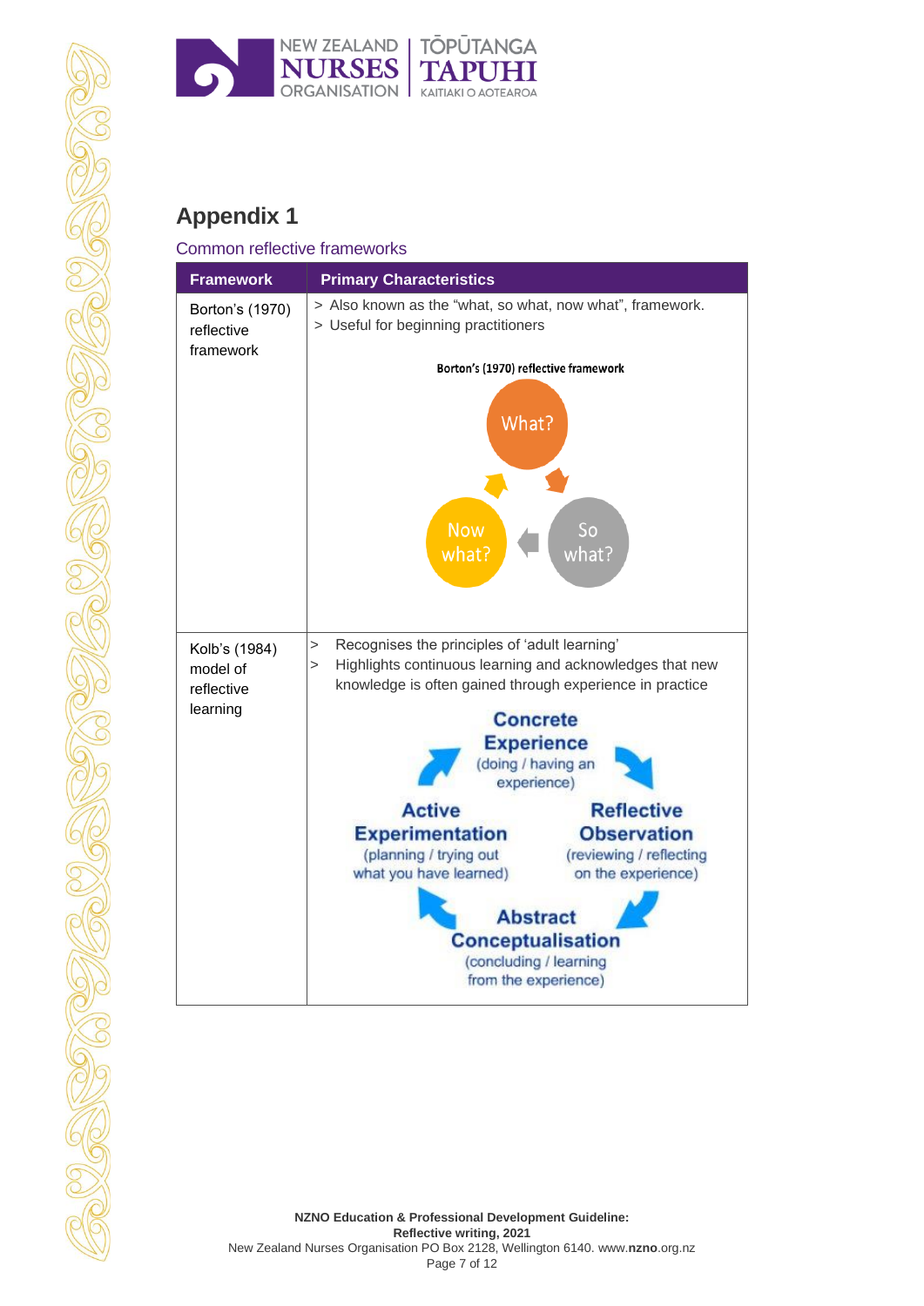# Appendix 1

## Common reflective frameworks

| Framework | Primary Characteristics |
|---|---|
| Borton's (1970) reflective framework | > Also known as the "what, so what, now what", framework.<br>> Useful for beginning practitioners<br><br>**Borton's (1970) reflective framework**<br><br>What? → So what? → Now what? |
| Kolb's (1984) model of reflective learning | > Recognises the principles of 'adult learning'<br>> Highlights continuous learning and acknowledges that new knowledge is often gained through experience in practice<br><br>**Concrete Experience** (doing / having an experience) → **Reflective Observation** (reviewing / reflecting on the experience) → **Abstract Conceptualisation** (concluding / learning from the experience) → **Active Experimentation** (planning / trying out what you have learned) |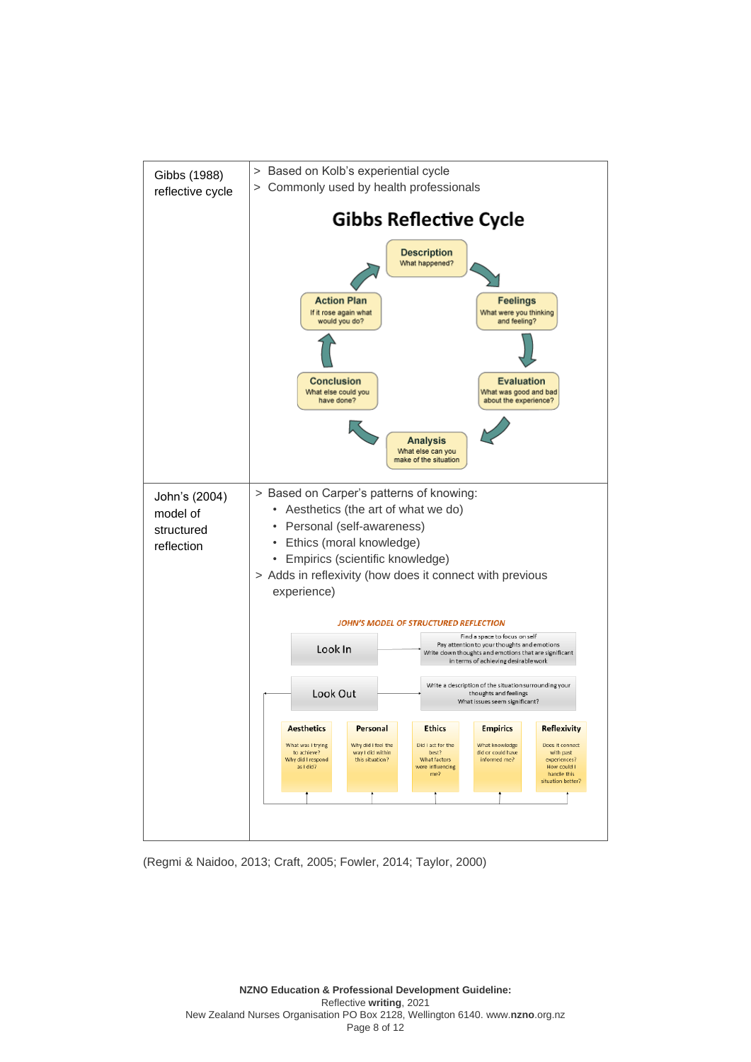| | |
|---|---|
| Gibbs (1988) reflective cycle | > Based on Kolb's experiential cycle<br>> Commonly used by health professionals<br><br>**Gibbs Reflective Cycle**<br><br>**Description** – What happened?<br>**Feelings** – What were you thinking and feeling?<br>**Evaluation** – What was good and bad about the experience?<br>**Analysis** – What else can you make of the situation<br>**Conclusion** – What else could you have done?<br>**Action Plan** – If it rose again what would you do? |
| John's (2004) model of structured reflection | > Based on Carper's patterns of knowing:<br>• Aesthetics (the art of what we do)<br>• Personal (self-awareness)<br>• Ethics (moral knowledge)<br>• Empirics (scientific knowledge)<br>> Adds in reflexivity (how does it connect with previous experience)<br><br>*JOHN'S MODEL OF STRUCTURED REFLECTION*<br><br>**Look In** – Find a space to focus on self. Pay attention to your thoughts and emotions. Write down thoughts and emotions that are significant in terms of achieving desirable work<br>**Look Out** – Write a description of the situation surrounding your thoughts and feelings. What issues seem significant?<br><br>**Aesthetics** – What was I trying to achieve? Why did I respond as I did?<br>**Personal** – Why did I feel the way I did within this situation?<br>**Ethics** – Did I act for the best? What factors were influencing me?<br>**Empirics** – What knowledge did or could have informed me?<br>**Reflexivity** – Does it connect with past experiences? How could I handle this situation better? |

(Regmi & Naidoo, 2013; Craft, 2005; Fowler, 2014; Taylor, 2000)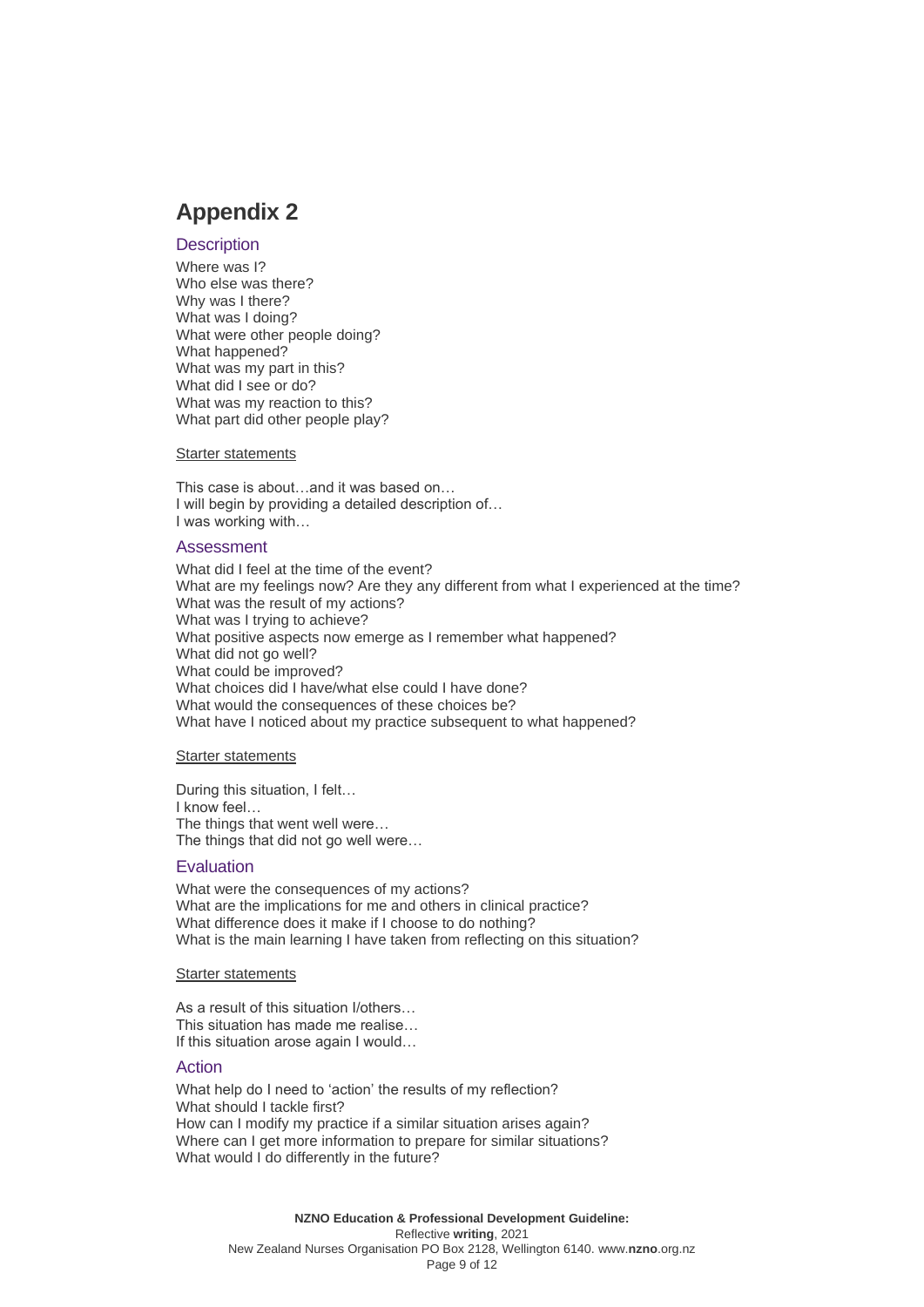# Appendix 2

## Description

Where was I?
Who else was there?
Why was I there?
What was I doing?
What were other people doing?
What happened?
What was my part in this?
What did I see or do?
What was my reaction to this?
What part did other people play?

Starter statements

This case is about…and it was based on…
I will begin by providing a detailed description of…
I was working with…

## Assessment

What did I feel at the time of the event?
What are my feelings now? Are they any different from what I experienced at the time?
What was the result of my actions?
What was I trying to achieve?
What positive aspects now emerge as I remember what happened?
What did not go well?
What could be improved?
What choices did I have/what else could I have done?
What would the consequences of these choices be?
What have I noticed about my practice subsequent to what happened?

Starter statements

During this situation, I felt…
I know feel…
The things that went well were…
The things that did not go well were…

## Evaluation

What were the consequences of my actions?
What are the implications for me and others in clinical practice?
What difference does it make if I choose to do nothing?
What is the main learning I have taken from reflecting on this situation?

Starter statements

As a result of this situation I/others…
This situation has made me realise…
If this situation arose again I would…

## Action

What help do I need to 'action' the results of my reflection?
What should I tackle first?
How can I modify my practice if a similar situation arises again?
Where can I get more information to prepare for similar situations?
What would I do differently in the future?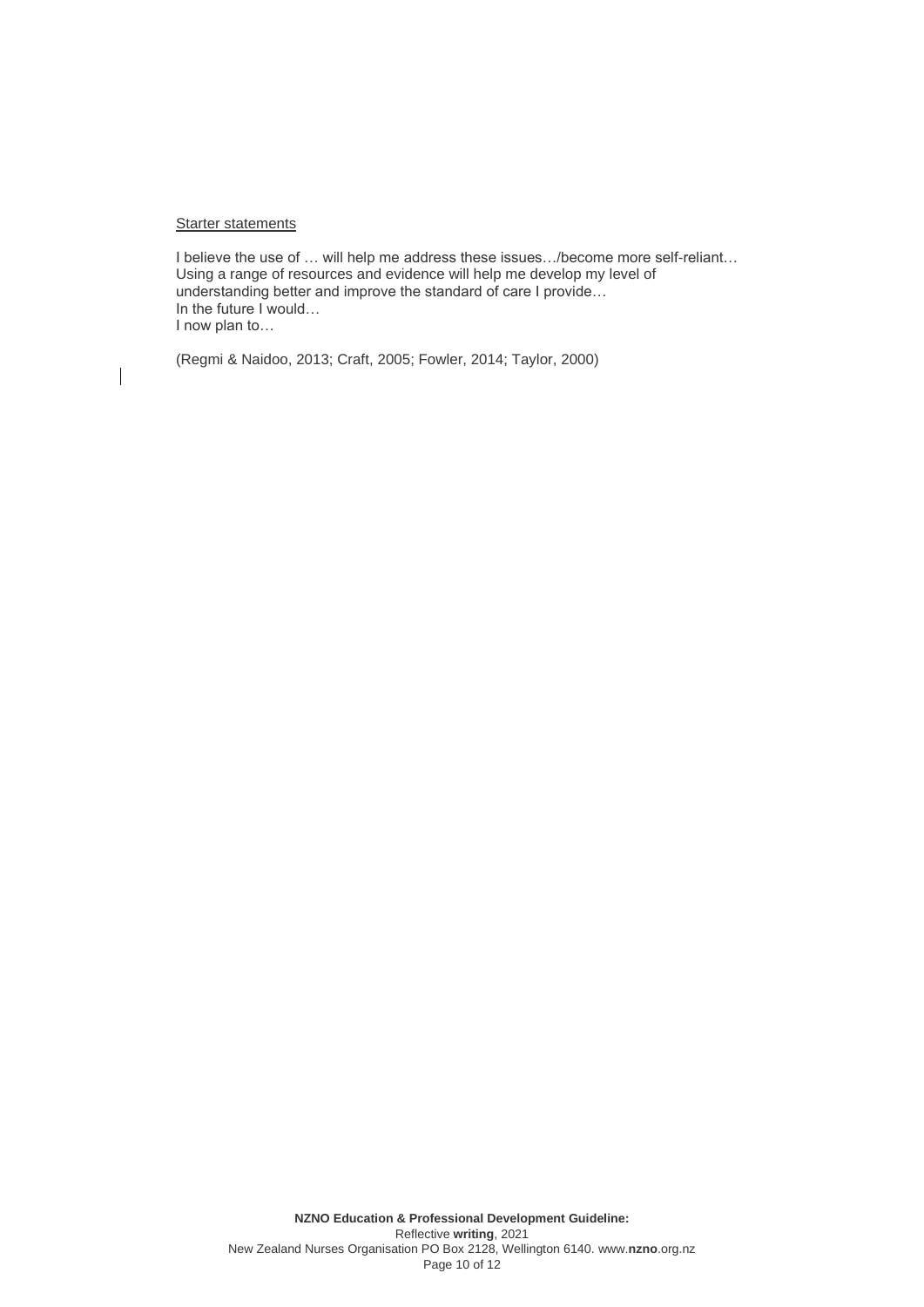Starter statements

I believe the use of … will help me address these issues…/become more self-reliant…
Using a range of resources and evidence will help me develop my level of understanding better and improve the standard of care I provide…
In the future I would…
I now plan to…

(Regmi & Naidoo, 2013; Craft, 2005; Fowler, 2014; Taylor, 2000)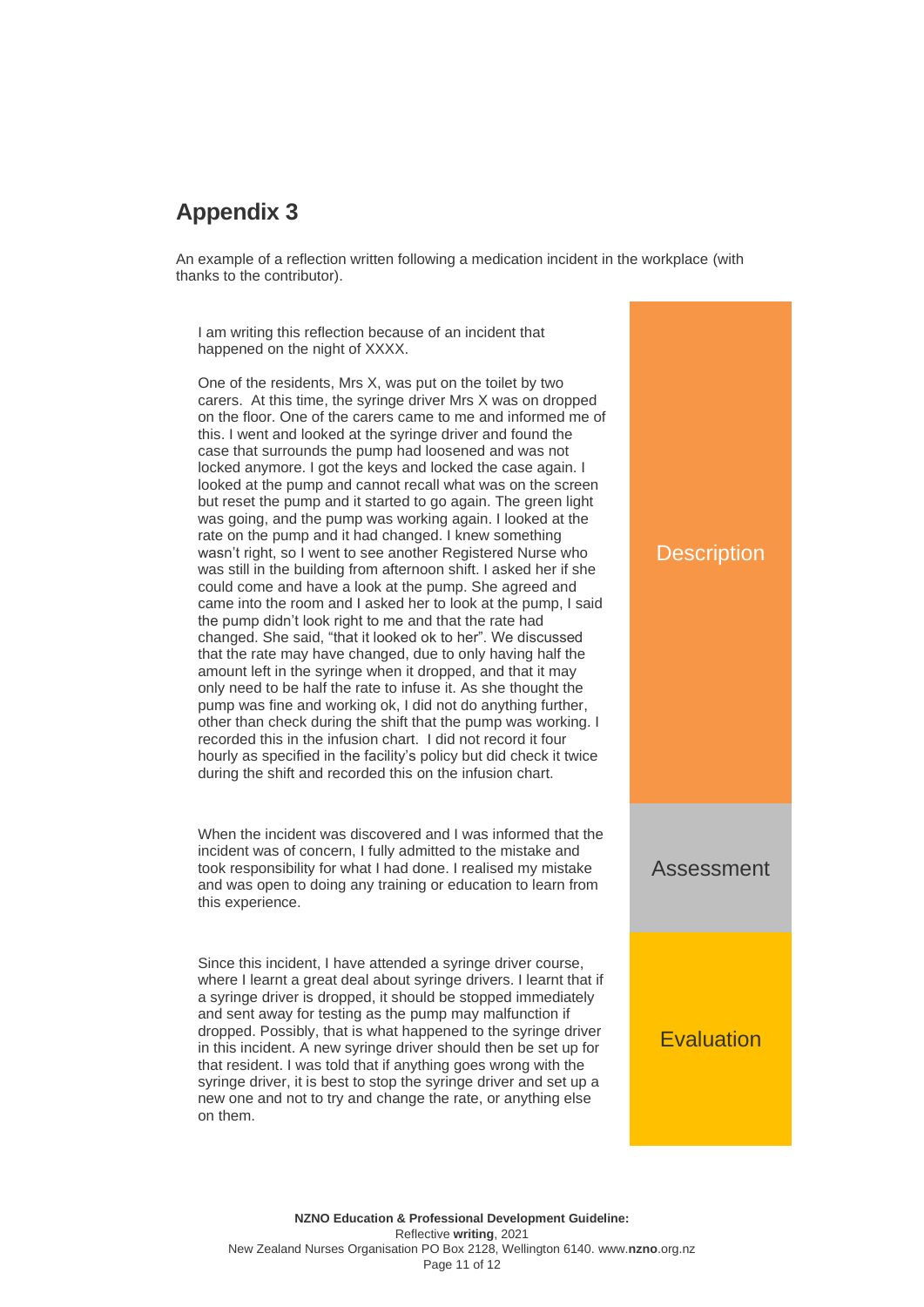## Appendix 3

An example of a reflection written following a medication incident in the workplace (with thanks to the contributor).

| | |
|---|---|
| I am writing this reflection because of an incident that happened on the night of XXXX.<br><br>One of the residents, Mrs X, was put on the toilet by two carers. At this time, the syringe driver Mrs X was on dropped on the floor. One of the carers came to me and informed me of this. I went and looked at the syringe driver and found the case that surrounds the pump had loosened and was not locked anymore. I got the keys and locked the case again. I looked at the pump and cannot recall what was on the screen but reset the pump and it started to go again. The green light was going, and the pump was working again. I looked at the rate on the pump and it had changed. I knew something wasn't right, so I went to see another Registered Nurse who was still in the building from afternoon shift. I asked her if she could come and have a look at the pump. She agreed and came into the room and I asked her to look at the pump, I said the pump didn't look right to me and that the rate had changed. She said, "that it looked ok to her". We discussed that the rate may have changed, due to only having half the amount left in the syringe when it dropped, and that it may only need to be half the rate to infuse it. As she thought the pump was fine and working ok, I did not do anything further, other than check during the shift that the pump was working. I recorded this in the infusion chart. I did not record it four hourly as specified in the facility's policy but did check it twice during the shift and recorded this on the infusion chart. | Description |
| When the incident was discovered and I was informed that the incident was of concern, I fully admitted to the mistake and took responsibility for what I had done. I realised my mistake and was open to doing any training or education to learn from this experience. | Assessment |
| Since this incident, I have attended a syringe driver course, where I learnt a great deal about syringe drivers. I learnt that if a syringe driver is dropped, it should be stopped immediately and sent away for testing as the pump may malfunction if dropped. Possibly, that is what happened to the syringe driver in this incident. A new syringe driver should then be set up for that resident. I was told that if anything goes wrong with the syringe driver, it is best to stop the syringe driver and set up a new one and not to try and change the rate, or anything else on them. | Evaluation |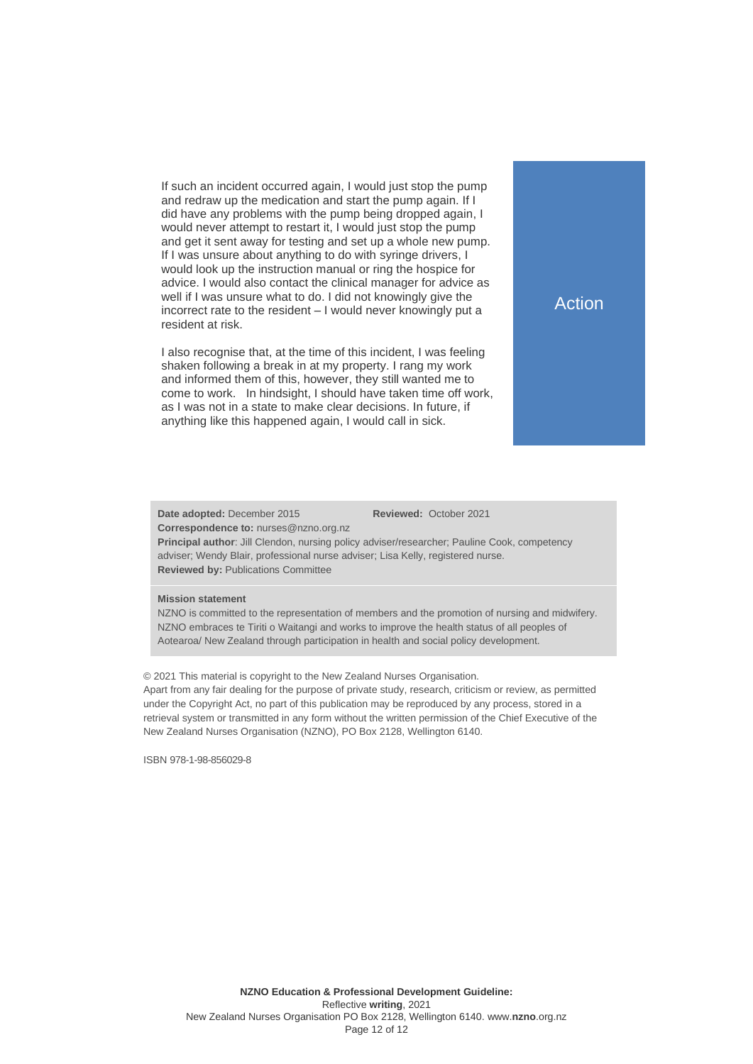If such an incident occurred again, I would just stop the pump and redraw up the medication and start the pump again. If I did have any problems with the pump being dropped again, I would never attempt to restart it, I would just stop the pump and get it sent away for testing and set up a whole new pump. If I was unsure about anything to do with syringe drivers, I would look up the instruction manual or ring the hospice for advice. I would also contact the clinical manager for advice as well if I was unsure what to do. I did not knowingly give the incorrect rate to the resident – I would never knowingly put a resident at risk.

I also recognise that, at the time of this incident, I was feeling shaken following a break in at my property. I rang my work and informed them of this, however, they still wanted me to come to work. In hindsight, I should have taken time off work, as I was not in a state to make clear decisions. In future, if anything like this happened again, I would call in sick.

**Action**

**Date adopted:** December 2015 **Reviewed:** October 2021
**Correspondence to:** nurses@nzno.org.nz
**Principal author**: Jill Clendon, nursing policy adviser/researcher; Pauline Cook, competency adviser; Wendy Blair, professional nurse adviser; Lisa Kelly, registered nurse.
**Reviewed by:** Publications Committee

**Mission statement**
NZNO is committed to the representation of members and the promotion of nursing and midwifery. NZNO embraces te Tiriti o Waitangi and works to improve the health status of all peoples of Aotearoa/ New Zealand through participation in health and social policy development.

© 2021 This material is copyright to the New Zealand Nurses Organisation.
Apart from any fair dealing for the purpose of private study, research, criticism or review, as permitted under the Copyright Act, no part of this publication may be reproduced by any process, stored in a retrieval system or transmitted in any form without the written permission of the Chief Executive of the New Zealand Nurses Organisation (NZNO), PO Box 2128, Wellington 6140.

ISBN 978-1-98-856029-8